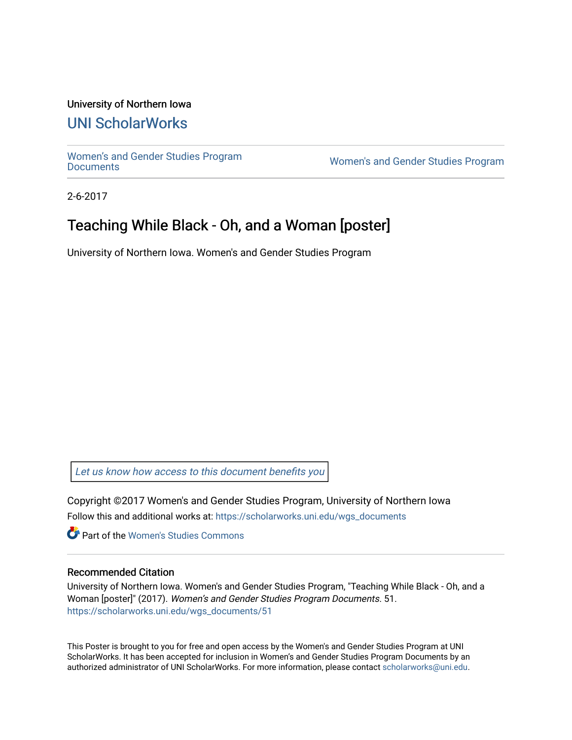University of Northern Iowa

# UNI ScholarWorks

Women's and Gender Studies Program Documents | Women's and Gender Studies Program

2-6-2017

## Teaching While Black - Oh, and a Woman [poster]

University of Northern Iowa. Women's and Gender Studies Program

*Let us know how access to this document benefits you*

Copyright ©2017 Women's and Gender Studies Program, University of Northern Iowa

Follow this and additional works at: https://scholarworks.uni.edu/wgs_documents

Part of the Women's Studies Commons

### Recommended Citation

University of Northern Iowa. Women's and Gender Studies Program, "Teaching While Black - Oh, and a Woman [poster]" (2017). *Women's and Gender Studies Program Documents*. 51.
https://scholarworks.uni.edu/wgs_documents/51

This Poster is brought to you for free and open access by the Women's and Gender Studies Program at UNI ScholarWorks. It has been accepted for inclusion in Women's and Gender Studies Program Documents by an authorized administrator of UNI ScholarWorks. For more information, please contact scholarworks@uni.edu.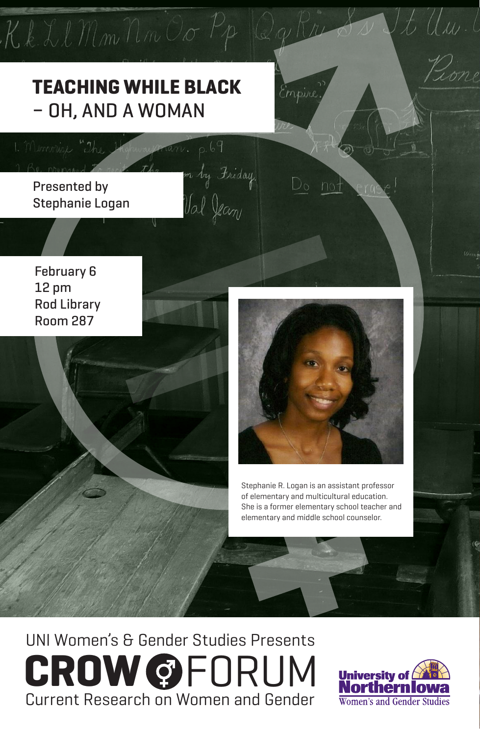# TEACHING WHILE BLACK
## – OH, AND A WOMAN

Presented by
Stephanie Logan

February 6
12 pm
Rod Library
Room 287

Stephanie R. Logan is an assistant professor of elementary and multicultural education. She is a former elementary school teacher and elementary and middle school counselor.

UNI Women's & Gender Studies Presents

**CROW FORUM**

Current Research on Women and Gender

University of Northern Iowa
Women's and Gender Studies